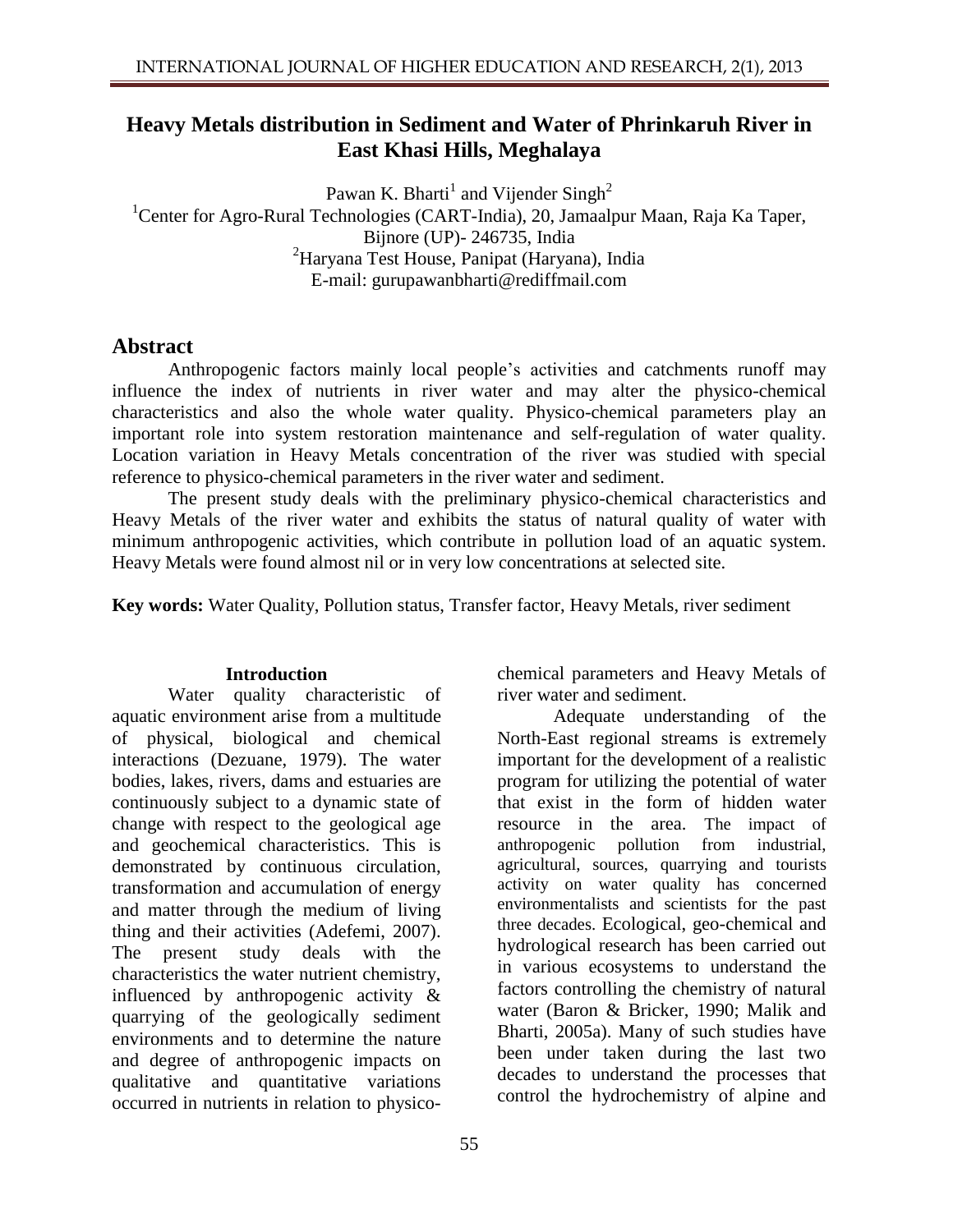# Heavy Metals distribution in Sediment and Water of Phrinkaruh River in East Khasi Hills, Meghalaya

Pawan K. Bharti[1] and Vijender Singh[2]

[1]Center for Agro-Rural Technologies (CART-India), 20, Jamaalpur Maan, Raja Ka Taper, Bijnore (UP)- 246735, India

[2]Haryana Test House, Panipat (Haryana), India

E-mail: gurupawanbharti@rediffmail.com

## Abstract

Anthropogenic factors mainly local people's activities and catchments runoff may influence the index of nutrients in river water and may alter the physico-chemical characteristics and also the whole water quality. Physico-chemical parameters play an important role into system restoration maintenance and self-regulation of water quality. Location variation in Heavy Metals concentration of the river was studied with special reference to physico-chemical parameters in the river water and sediment.

The present study deals with the preliminary physico-chemical characteristics and Heavy Metals of the river water and exhibits the status of natural quality of water with minimum anthropogenic activities, which contribute in pollution load of an aquatic system. Heavy Metals were found almost nil or in very low concentrations at selected site.

**Key words:** Water Quality, Pollution status, Transfer factor, Heavy Metals, river sediment

### Introduction

Water quality characteristic of aquatic environment arise from a multitude of physical, biological and chemical interactions (Dezuane, 1979). The water bodies, lakes, rivers, dams and estuaries are continuously subject to a dynamic state of change with respect to the geological age and geochemical characteristics. This is demonstrated by continuous circulation, transformation and accumulation of energy and matter through the medium of living thing and their activities (Adefemi, 2007). The present study deals with the characteristics the water nutrient chemistry, influenced by anthropogenic activity & quarrying of the geologically sediment environments and to determine the nature and degree of anthropogenic impacts on qualitative and quantitative variations occurred in nutrients in relation to physico-chemical parameters and Heavy Metals of river water and sediment.

Adequate understanding of the North-East regional streams is extremely important for the development of a realistic program for utilizing the potential of water that exist in the form of hidden water resource in the area. The impact of anthropogenic pollution from industrial, agricultural, sources, quarrying and tourists activity on water quality has concerned environmentalists and scientists for the past three decades. Ecological, geo-chemical and hydrological research has been carried out in various ecosystems to understand the factors controlling the chemistry of natural water (Baron & Bricker, 1990; Malik and Bharti, 2005a). Many of such studies have been under taken during the last two decades to understand the processes that control the hydrochemistry of alpine and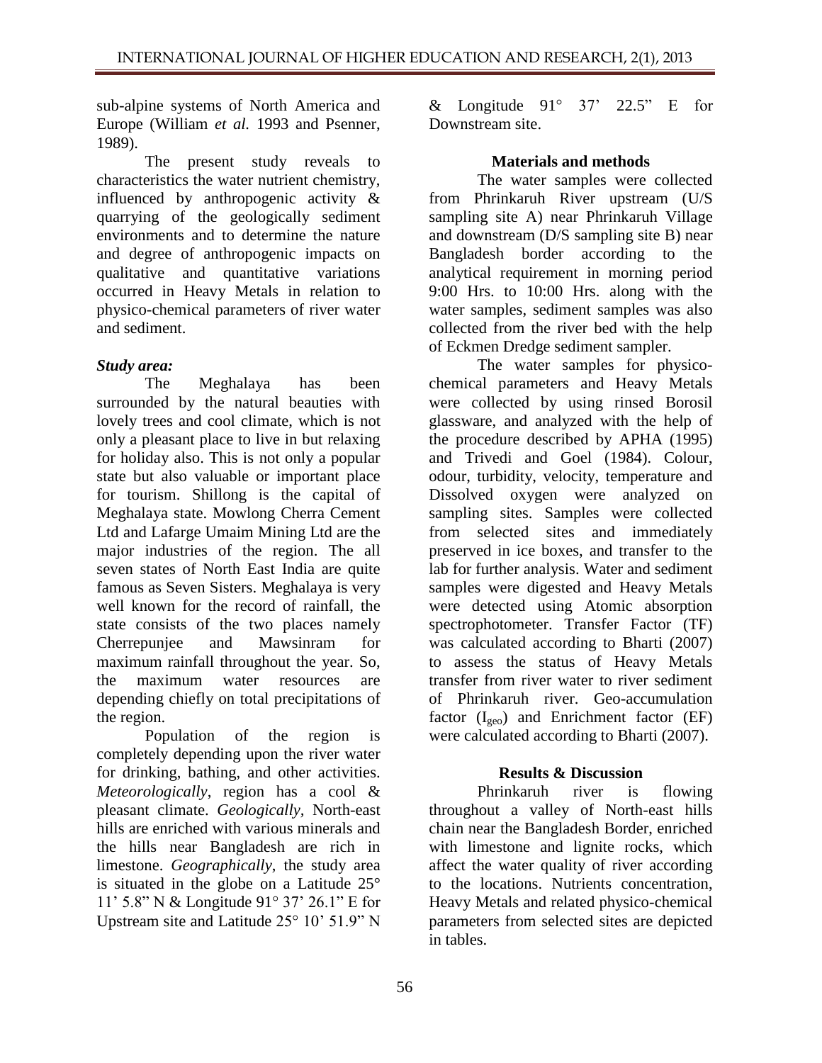sub-alpine systems of North America and Europe (William *et al.* 1993 and Psenner, 1989).

The present study reveals to characteristics the water nutrient chemistry, influenced by anthropogenic activity & quarrying of the geologically sediment environments and to determine the nature and degree of anthropogenic impacts on qualitative and quantitative variations occurred in Heavy Metals in relation to physico-chemical parameters of river water and sediment.

### *Study area:*

The Meghalaya has been surrounded by the natural beauties with lovely trees and cool climate, which is not only a pleasant place to live in but relaxing for holiday also. This is not only a popular state but also valuable or important place for tourism. Shillong is the capital of Meghalaya state. Mowlong Cherra Cement Ltd and Lafarge Umaim Mining Ltd are the major industries of the region. The all seven states of North East India are quite famous as Seven Sisters. Meghalaya is very well known for the record of rainfall, the state consists of the two places namely Cherrepunjee and Mawsinram for maximum rainfall throughout the year. So, the maximum water resources are depending chiefly on total precipitations of the region.

Population of the region is completely depending upon the river water for drinking, bathing, and other activities. *Meteorologically*, region has a cool & pleasant climate. *Geologically*, North-east hills are enriched with various minerals and the hills near Bangladesh are rich in limestone. *Geographically*, the study area is situated in the globe on a Latitude 25° 11' 5.8" N & Longitude 91° 37' 26.1" E for Upstream site and Latitude 25° 10' 51.9" N & Longitude 91° 37' 22.5" E for Downstream site.

## Materials and methods

The water samples were collected from Phrinkaruh River upstream (U/S sampling site A) near Phrinkaruh Village and downstream (D/S sampling site B) near Bangladesh border according to the analytical requirement in morning period 9:00 Hrs. to 10:00 Hrs. along with the water samples, sediment samples was also collected from the river bed with the help of Eckmen Dredge sediment sampler.

The water samples for physico-chemical parameters and Heavy Metals were collected by using rinsed Borosil glassware, and analyzed with the help of the procedure described by APHA (1995) and Trivedi and Goel (1984). Colour, odour, turbidity, velocity, temperature and Dissolved oxygen were analyzed on sampling sites. Samples were collected from selected sites and immediately preserved in ice boxes, and transfer to the lab for further analysis. Water and sediment samples were digested and Heavy Metals were detected using Atomic absorption spectrophotometer. Transfer Factor (TF) was calculated according to Bharti (2007) to assess the status of Heavy Metals transfer from river water to river sediment of Phrinkaruh river. Geo-accumulation factor ($I_{geo}$) and Enrichment factor (EF) were calculated according to Bharti (2007).

## Results & Discussion

Phrinkaruh river is flowing throughout a valley of North-east hills chain near the Bangladesh Border, enriched with limestone and lignite rocks, which affect the water quality of river according to the locations. Nutrients concentration, Heavy Metals and related physico-chemical parameters from selected sites are depicted in tables.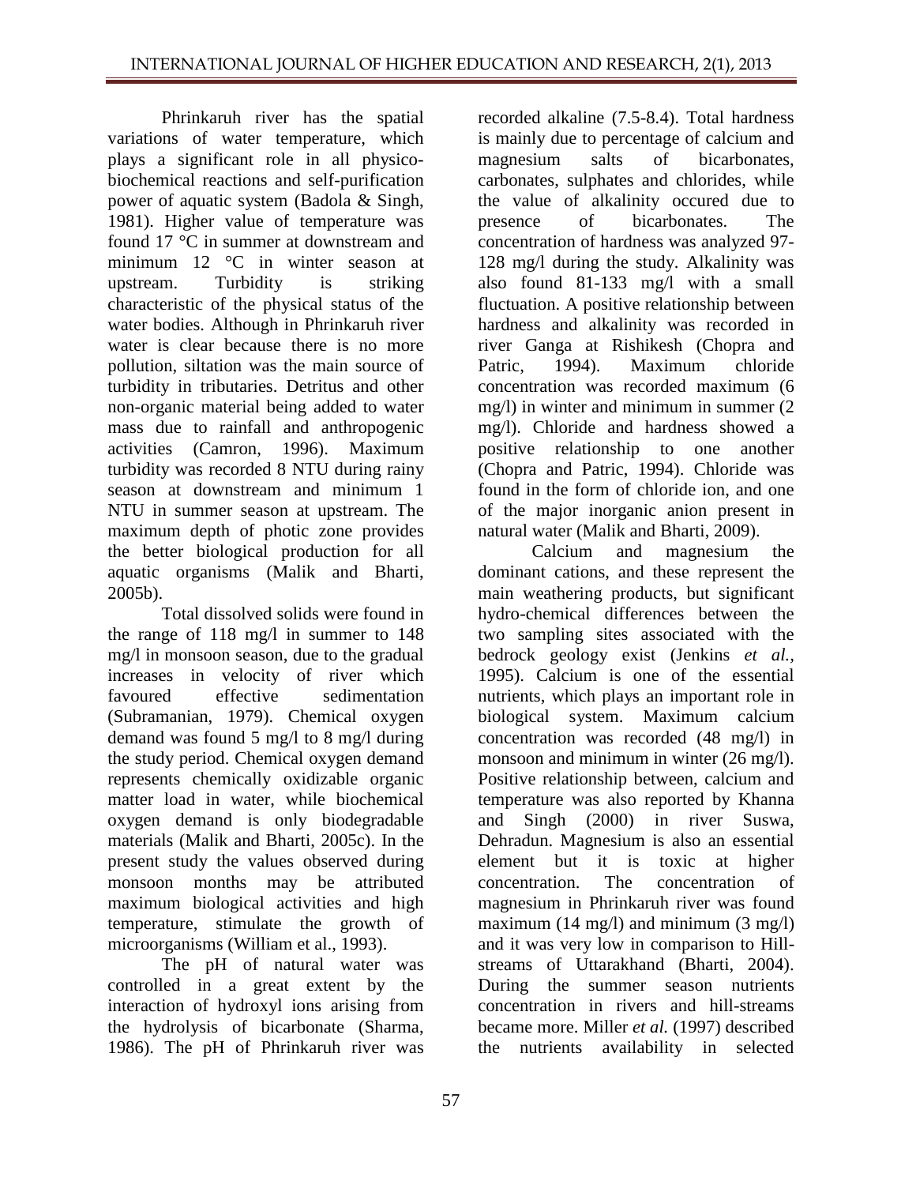Phrinkaruh river has the spatial variations of water temperature, which plays a significant role in all physico-biochemical reactions and self-purification power of aquatic system (Badola & Singh, 1981). Higher value of temperature was found 17 °C in summer at downstream and minimum 12 °C in winter season at upstream. Turbidity is striking characteristic of the physical status of the water bodies. Although in Phrinkaruh river water is clear because there is no more pollution, siltation was the main source of turbidity in tributaries. Detritus and other non-organic material being added to water mass due to rainfall and anthropogenic activities (Camron, 1996). Maximum turbidity was recorded 8 NTU during rainy season at downstream and minimum 1 NTU in summer season at upstream. The maximum depth of photic zone provides the better biological production for all aquatic organisms (Malik and Bharti, 2005b).

Total dissolved solids were found in the range of 118 mg/l in summer to 148 mg/l in monsoon season, due to the gradual increases in velocity of river which favoured effective sedimentation (Subramanian, 1979). Chemical oxygen demand was found 5 mg/l to 8 mg/l during the study period. Chemical oxygen demand represents chemically oxidizable organic matter load in water, while biochemical oxygen demand is only biodegradable materials (Malik and Bharti, 2005c). In the present study the values observed during monsoon months may be attributed maximum biological activities and high temperature, stimulate the growth of microorganisms (William et al., 1993).

The pH of natural water was controlled in a great extent by the interaction of hydroxyl ions arising from the hydrolysis of bicarbonate (Sharma, 1986). The pH of Phrinkaruh river was recorded alkaline (7.5-8.4). Total hardness is mainly due to percentage of calcium and magnesium salts of bicarbonates, carbonates, sulphates and chlorides, while the value of alkalinity occured due to presence of bicarbonates. The concentration of hardness was analyzed 97-128 mg/l during the study. Alkalinity was also found 81-133 mg/l with a small fluctuation. A positive relationship between hardness and alkalinity was recorded in river Ganga at Rishikesh (Chopra and Patric, 1994). Maximum chloride concentration was recorded maximum (6 mg/l) in winter and minimum in summer (2 mg/l). Chloride and hardness showed a positive relationship to one another (Chopra and Patric, 1994). Chloride was found in the form of chloride ion, and one of the major inorganic anion present in natural water (Malik and Bharti, 2009).

Calcium and magnesium the dominant cations, and these represent the main weathering products, but significant hydro-chemical differences between the two sampling sites associated with the bedrock geology exist (Jenkins *et al.,* 1995). Calcium is one of the essential nutrients, which plays an important role in biological system. Maximum calcium concentration was recorded (48 mg/l) in monsoon and minimum in winter (26 mg/l). Positive relationship between, calcium and temperature was also reported by Khanna and Singh (2000) in river Suswa, Dehradun. Magnesium is also an essential element but it is toxic at higher concentration. The concentration of magnesium in Phrinkaruh river was found maximum (14 mg/l) and minimum (3 mg/l) and it was very low in comparison to Hill-streams of Uttarakhand (Bharti, 2004). During the summer season nutrients concentration in rivers and hill-streams became more. Miller *et al.* (1997) described the nutrients availability in selected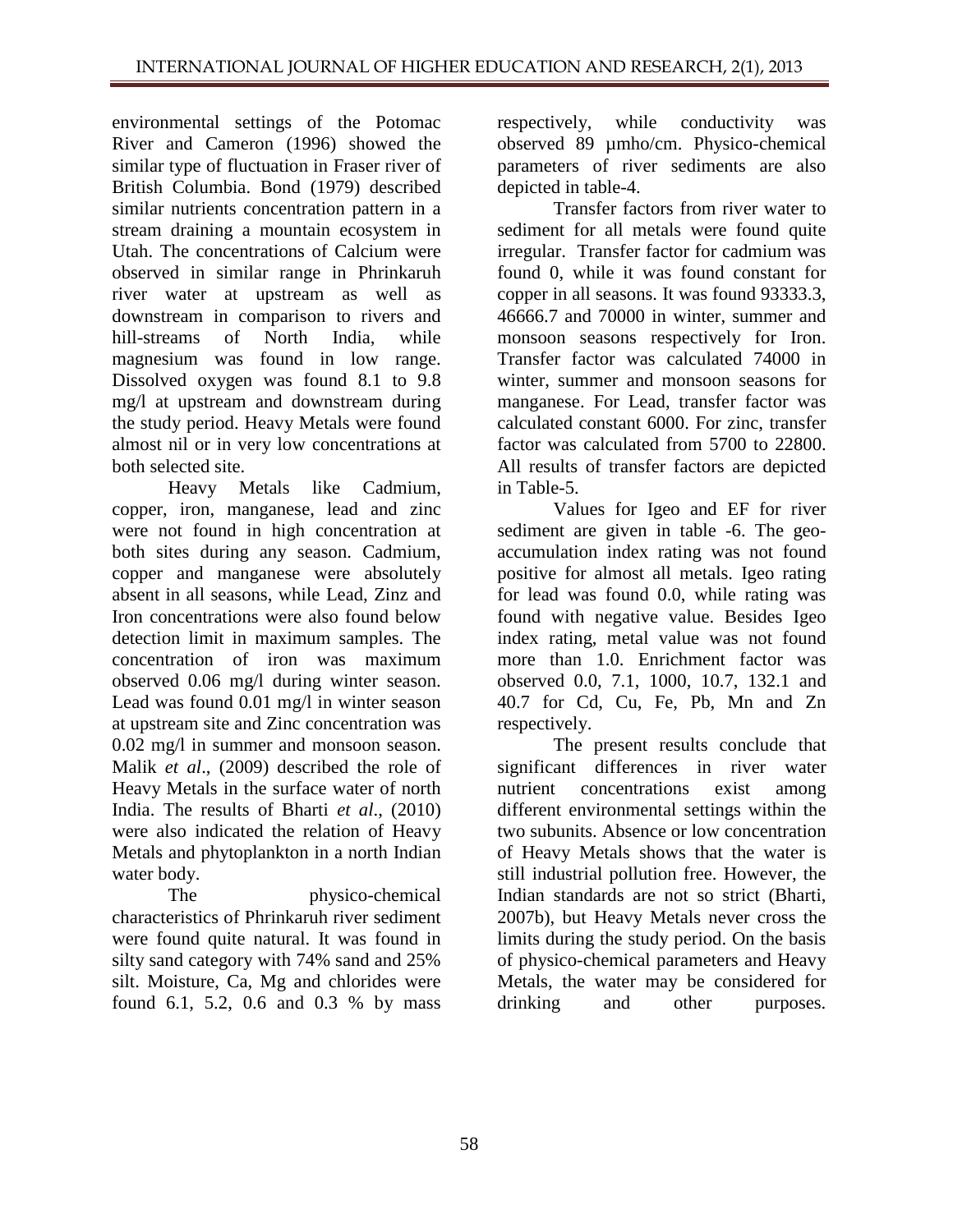environmental settings of the Potomac River and Cameron (1996) showed the similar type of fluctuation in Fraser river of British Columbia. Bond (1979) described similar nutrients concentration pattern in a stream draining a mountain ecosystem in Utah. The concentrations of Calcium were observed in similar range in Phrinkaruh river water at upstream as well as downstream in comparison to rivers and hill-streams of North India, while magnesium was found in low range. Dissolved oxygen was found 8.1 to 9.8 mg/l at upstream and downstream during the study period. Heavy Metals were found almost nil or in very low concentrations at both selected site.

Heavy Metals like Cadmium, copper, iron, manganese, lead and zinc were not found in high concentration at both sites during any season. Cadmium, copper and manganese were absolutely absent in all seasons, while Lead, Zinz and Iron concentrations were also found below detection limit in maximum samples. The concentration of iron was maximum observed 0.06 mg/l during winter season. Lead was found 0.01 mg/l in winter season at upstream site and Zinc concentration was 0.02 mg/l in summer and monsoon season. Malik *et al*., (2009) described the role of Heavy Metals in the surface water of north India. The results of Bharti *et al*., (2010) were also indicated the relation of Heavy Metals and phytoplankton in a north Indian water body.

The physico-chemical characteristics of Phrinkaruh river sediment were found quite natural. It was found in silty sand category with 74% sand and 25% silt. Moisture, Ca, Mg and chlorides were found 6.1, 5.2, 0.6 and 0.3 % by mass respectively, while conductivity was observed 89 µmho/cm. Physico-chemical parameters of river sediments are also depicted in table-4.

Transfer factors from river water to sediment for all metals were found quite irregular. Transfer factor for cadmium was found 0, while it was found constant for copper in all seasons. It was found 93333.3, 46666.7 and 70000 in winter, summer and monsoon seasons respectively for Iron. Transfer factor was calculated 74000 in winter, summer and monsoon seasons for manganese. For Lead, transfer factor was calculated constant 6000. For zinc, transfer factor was calculated from 5700 to 22800. All results of transfer factors are depicted in Table-5.

Values for Igeo and EF for river sediment are given in table -6. The geo-accumulation index rating was not found positive for almost all metals. Igeo rating for lead was found 0.0, while rating was found with negative value. Besides Igeo index rating, metal value was not found more than 1.0. Enrichment factor was observed 0.0, 7.1, 1000, 10.7, 132.1 and 40.7 for Cd, Cu, Fe, Pb, Mn and Zn respectively.

The present results conclude that significant differences in river water nutrient concentrations exist among different environmental settings within the two subunits. Absence or low concentration of Heavy Metals shows that the water is still industrial pollution free. However, the Indian standards are not so strict (Bharti, 2007b), but Heavy Metals never cross the limits during the study period. On the basis of physico-chemical parameters and Heavy Metals, the water may be considered for drinking and other purposes.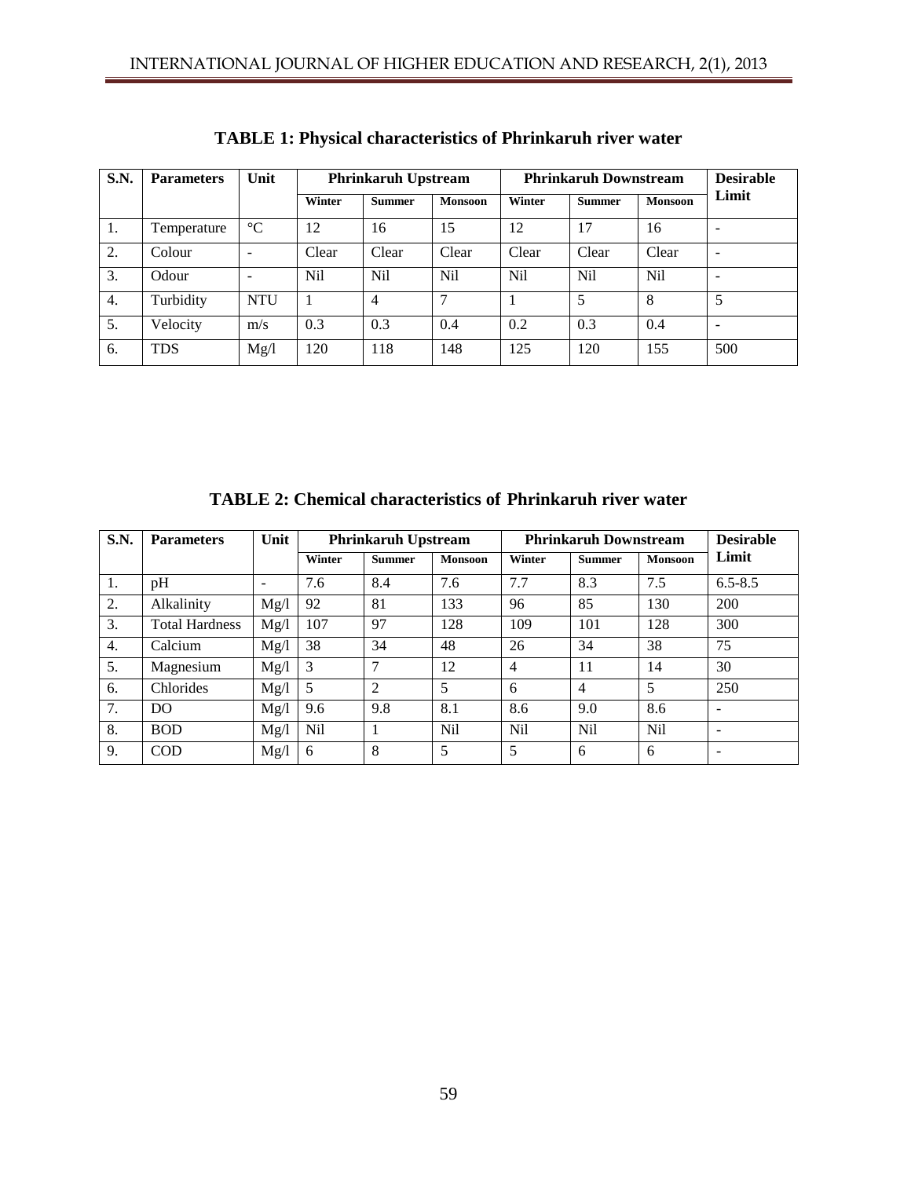**TABLE 1: Physical characteristics of Phrinkaruh river water**

| S.N. | Parameters | Unit | Phrinkaruh Upstream | | | Phrinkaruh Downstream | | | Desirable Limit |
|---|---|---|---|---|---|---|---|---|---|
| | | | Winter | Summer | Monsoon | Winter | Summer | Monsoon | |
| 1. | Temperature | °C | 12 | 16 | 15 | 12 | 17 | 16 | - |
| 2. | Colour | - | Clear | Clear | Clear | Clear | Clear | Clear | - |
| 3. | Odour | - | Nil | Nil | Nil | Nil | Nil | Nil | - |
| 4. | Turbidity | NTU | 1 | 4 | 7 | 1 | 5 | 8 | 5 |
| 5. | Velocity | m/s | 0.3 | 0.3 | 0.4 | 0.2 | 0.3 | 0.4 | - |
| 6. | TDS | Mg/l | 120 | 118 | 148 | 125 | 120 | 155 | 500 |

**TABLE 2: Chemical characteristics of Phrinkaruh river water**

| S.N. | Parameters | Unit | Phrinkaruh Upstream | | | Phrinkaruh Downstream | | | Desirable Limit |
|---|---|---|---|---|---|---|---|---|---|
| | | | Winter | Summer | Monsoon | Winter | Summer | Monsoon | |
| 1. | pH | - | 7.6 | 8.4 | 7.6 | 7.7 | 8.3 | 7.5 | 6.5-8.5 |
| 2. | Alkalinity | Mg/l | 92 | 81 | 133 | 96 | 85 | 130 | 200 |
| 3. | Total Hardness | Mg/l | 107 | 97 | 128 | 109 | 101 | 128 | 300 |
| 4. | Calcium | Mg/l | 38 | 34 | 48 | 26 | 34 | 38 | 75 |
| 5. | Magnesium | Mg/l | 3 | 7 | 12 | 4 | 11 | 14 | 30 |
| 6. | Chlorides | Mg/l | 5 | 2 | 5 | 6 | 4 | 5 | 250 |
| 7. | DO | Mg/l | 9.6 | 9.8 | 8.1 | 8.6 | 9.0 | 8.6 | - |
| 8. | BOD | Mg/l | Nil | 1 | Nil | Nil | Nil | Nil | - |
| 9. | COD | Mg/l | 6 | 8 | 5 | 5 | 6 | 6 | - |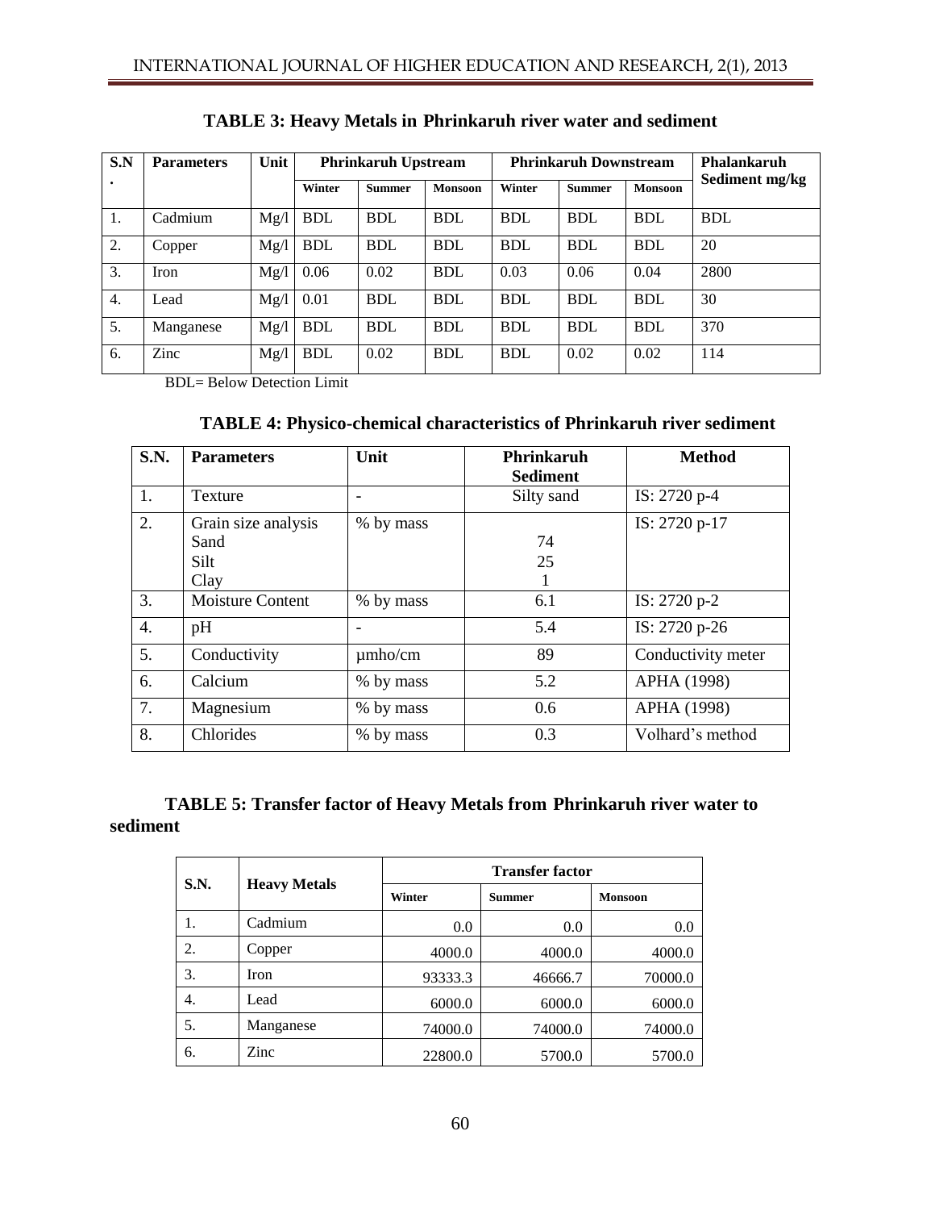**TABLE 3: Heavy Metals in Phrinkaruh river water and sediment**

| S.N. | Parameters | Unit | Phrinkaruh Upstream | | | Phrinkaruh Downstream | | | Phalankaruh Sediment mg/kg |
|---|---|---|---|---|---|---|---|---|---|
| | | | Winter | Summer | Monsoon | Winter | Summer | Monsoon | |
| 1. | Cadmium | Mg/l | BDL | BDL | BDL | BDL | BDL | BDL | BDL |
| 2. | Copper | Mg/l | BDL | BDL | BDL | BDL | BDL | BDL | 20 |
| 3. | Iron | Mg/l | 0.06 | 0.02 | BDL | 0.03 | 0.06 | 0.04 | 2800 |
| 4. | Lead | Mg/l | 0.01 | BDL | BDL | BDL | BDL | BDL | 30 |
| 5. | Manganese | Mg/l | BDL | BDL | BDL | BDL | BDL | BDL | 370 |
| 6. | Zinc | Mg/l | BDL | 0.02 | BDL | BDL | 0.02 | 0.02 | 114 |

BDL= Below Detection Limit

**TABLE 4: Physico-chemical characteristics of Phrinkaruh river sediment**

| S.N. | Parameters | Unit | Phrinkaruh Sediment | Method |
|---|---|---|---|---|
| 1. | Texture | - | Silty sand | IS: 2720 p-4 |
| 2. | Grain size analysis<br>Sand<br>Silt<br>Clay | % by mass | <br>74<br>25<br>1 | IS: 2720 p-17 |
| 3. | Moisture Content | % by mass | 6.1 | IS: 2720 p-2 |
| 4. | pH | - | 5.4 | IS: 2720 p-26 |
| 5. | Conductivity | µmho/cm | 89 | Conductivity meter |
| 6. | Calcium | % by mass | 5.2 | APHA (1998) |
| 7. | Magnesium | % by mass | 0.6 | APHA (1998) |
| 8. | Chlorides | % by mass | 0.3 | Volhard's method |

**TABLE 5: Transfer factor of Heavy Metals from Phrinkaruh river water to sediment**

| S.N. | Heavy Metals | Transfer factor | | |
|---|---|---|---|---|
| | | Winter | Summer | Monsoon |
| 1. | Cadmium | 0.0 | 0.0 | 0.0 |
| 2. | Copper | 4000.0 | 4000.0 | 4000.0 |
| 3. | Iron | 93333.3 | 46666.7 | 70000.0 |
| 4. | Lead | 6000.0 | 6000.0 | 6000.0 |
| 5. | Manganese | 74000.0 | 74000.0 | 74000.0 |
| 6. | Zinc | 22800.0 | 5700.0 | 5700.0 |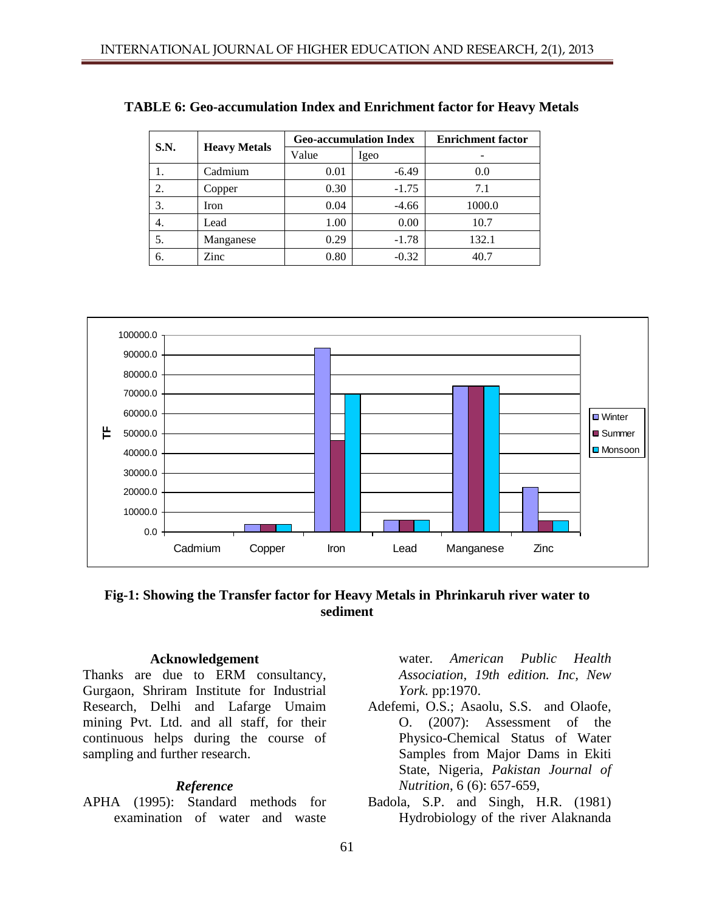**TABLE 6: Geo-accumulation Index and Enrichment factor for Heavy Metals**

| S.N. | Heavy Metals | Geo-accumulation Index | | Enrichment factor |
|---|---|---|---|---|
| | | Value | Igeo | - |
| 1. | Cadmium | 0.01 | -6.49 | 0.0 |
| 2. | Copper | 0.30 | -1.75 | 7.1 |
| 3. | Iron | 0.04 | -4.66 | 1000.0 |
| 4. | Lead | 1.00 | 0.00 | 10.7 |
| 5. | Manganese | 0.29 | -1.78 | 132.1 |
| 6. | Zinc | 0.80 | -0.32 | 40.7 |

**Fig-1: Showing the Transfer factor for Heavy Metals in Phrinkaruh river water to sediment**

#### Acknowledgement

Thanks are due to ERM consultancy, Gurgaon, Shriram Institute for Industrial Research, Delhi and Lafarge Umaim mining Pvt. Ltd. and all staff, for their continuous helps during the course of sampling and further research.

#### *Reference*

APHA (1995): Standard methods for examination of water and waste water. *American Public Health Association, 19th edition. Inc, New York.* pp:1970.

Adefemi, O.S.; Asaolu, S.S. and Olaofe, O. (2007): Assessment of the Physico-Chemical Status of Water Samples from Major Dams in Ekiti State, Nigeria, *Pakistan Journal of Nutrition*, 6 (6): 657-659,

Badola, S.P. and Singh, H.R. (1981) Hydrobiology of the river Alaknanda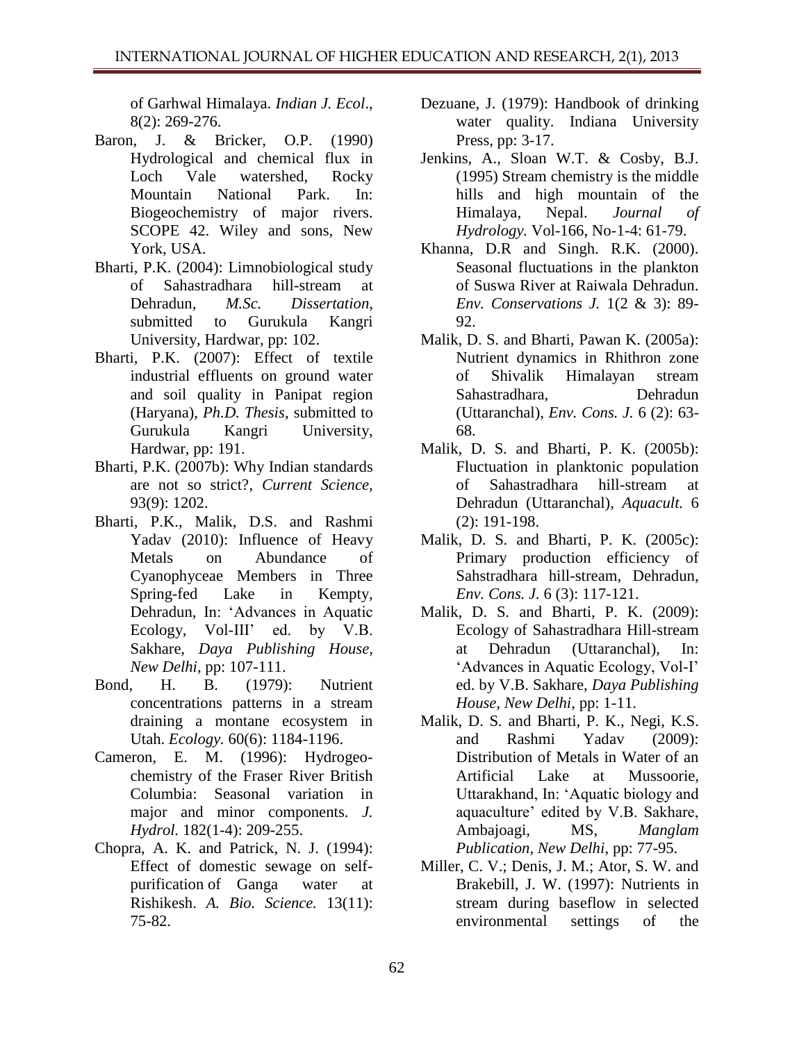of Garhwal Himalaya. *Indian J. Ecol*., 8(2): 269-276.

Baron, J. & Bricker, O.P. (1990) Hydrological and chemical flux in Loch Vale watershed, Rocky Mountain National Park. In: Biogeochemistry of major rivers. SCOPE 42. Wiley and sons, New York, USA.

Bharti, P.K. (2004): Limnobiological study of Sahastradhara hill-stream at Dehradun, *M.Sc. Dissertation*, submitted to Gurukula Kangri University, Hardwar, pp: 102.

Bharti, P.K. (2007): Effect of textile industrial effluents on ground water and soil quality in Panipat region (Haryana), *Ph.D. Thesis*, submitted to Gurukula Kangri University, Hardwar, pp: 191.

Bharti, P.K. (2007b): Why Indian standards are not so strict?, *Current Science*, 93(9): 1202.

Bharti, P.K., Malik, D.S. and Rashmi Yadav (2010): Influence of Heavy Metals on Abundance of Cyanophyceae Members in Three Spring-fed Lake in Kempty, Dehradun, In: 'Advances in Aquatic Ecology, Vol-III' ed. by V.B. Sakhare, *Daya Publishing House, New Delhi*, pp: 107-111.

Bond, H. B. (1979): Nutrient concentrations patterns in a stream draining a montane ecosystem in Utah. *Ecology.* 60(6): 1184-1196.

Cameron, E. M. (1996): Hydrogeo-chemistry of the Fraser River British Columbia: Seasonal variation in major and minor components. *J. Hydrol.* 182(1-4): 209-255.

Chopra, A. K. and Patrick, N. J. (1994): Effect of domestic sewage on self-purification of Ganga water at Rishikesh. *A. Bio. Science.* 13(11): 75-82.

Dezuane, J. (1979): Handbook of drinking water quality. Indiana University Press, pp: 3-17.

Jenkins, A., Sloan W.T. & Cosby, B.J. (1995) Stream chemistry is the middle hills and high mountain of the Himalaya, Nepal. *Journal of Hydrology.* Vol-166, No-1-4: 61-79.

Khanna, D.R and Singh. R.K. (2000). Seasonal fluctuations in the plankton of Suswa River at Raiwala Dehradun. *Env. Conservations J.* 1(2 & 3): 89-92.

Malik, D. S. and Bharti, Pawan K. (2005a): Nutrient dynamics in Rhithron zone of Shivalik Himalayan stream Sahastradhara, Dehradun (Uttaranchal), *Env. Cons. J.* 6 (2): 63-68.

Malik, D. S. and Bharti, P. K. (2005b): Fluctuation in planktonic population of Sahastradhara hill-stream at Dehradun (Uttaranchal), *Aquacult.* 6 (2): 191-198.

Malik, D. S. and Bharti, P. K. (2005c): Primary production efficiency of Sahstradhara hill-stream, Dehradun, *Env. Cons. J.* 6 (3): 117-121.

Malik, D. S. and Bharti, P. K. (2009): Ecology of Sahastradhara Hill-stream at Dehradun (Uttaranchal), In: 'Advances in Aquatic Ecology, Vol-I' ed. by V.B. Sakhare, *Daya Publishing House, New Delhi*, pp: 1-11.

Malik, D. S. and Bharti, P. K., Negi, K.S. and Rashmi Yadav (2009): Distribution of Metals in Water of an Artificial Lake at Mussoorie, Uttarakhand, In: 'Aquatic biology and aquaculture' edited by V.B. Sakhare, Ambajoagi, MS, *Manglam Publication, New Delhi*, pp: 77-95.

Miller, C. V.; Denis, J. M.; Ator, S. W. and Brakebill, J. W. (1997): Nutrients in stream during baseflow in selected environmental settings of the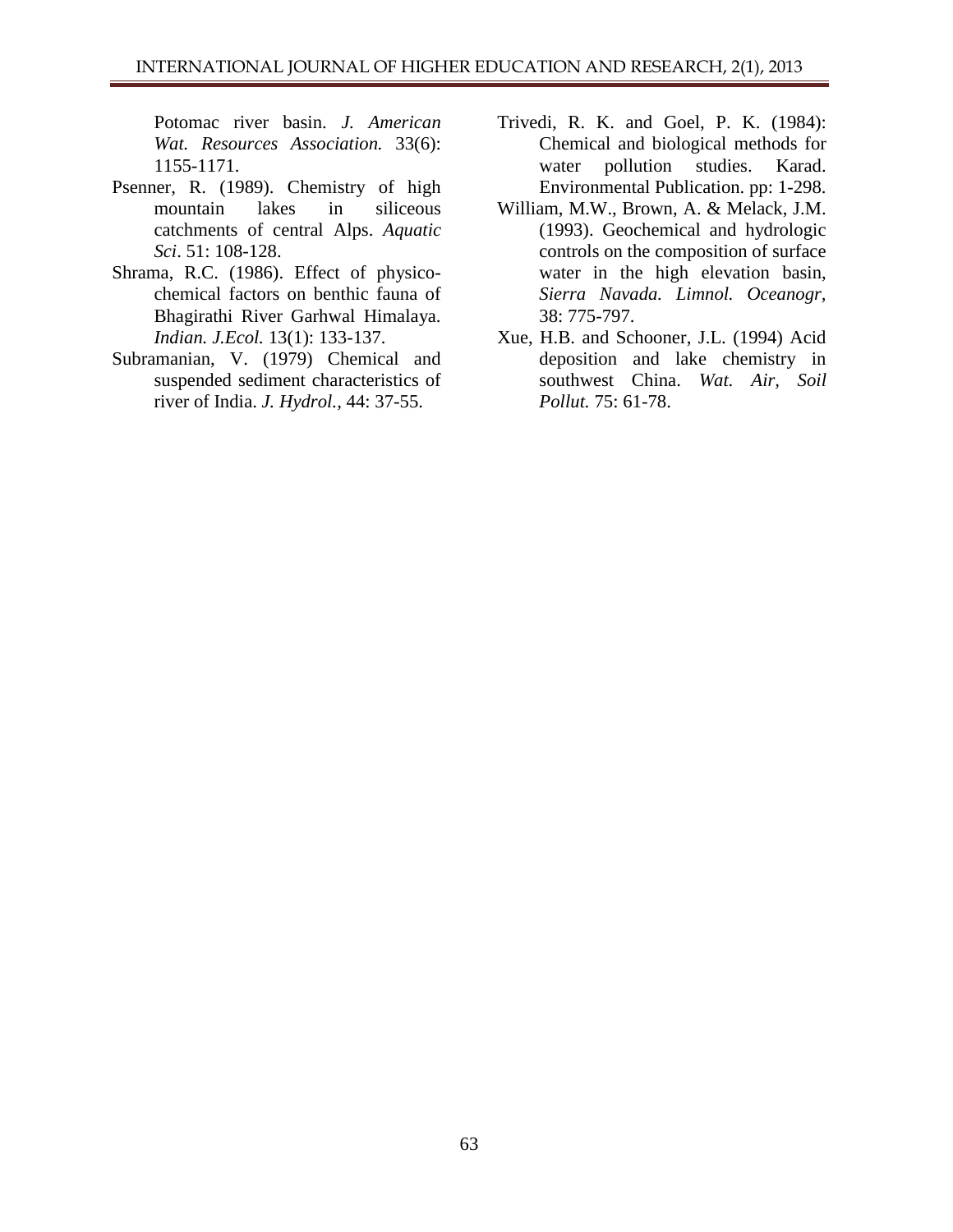Potomac river basin. *J. American Wat. Resources Association.* 33(6): 1155-1171.

Psenner, R. (1989). Chemistry of high mountain lakes in siliceous catchments of central Alps. *Aquatic Sci*. 51: 108-128.

Shrama, R.C. (1986). Effect of physico-chemical factors on benthic fauna of Bhagirathi River Garhwal Himalaya. *Indian. J.Ecol.* 13(1): 133-137.

Subramanian, V. (1979) Chemical and suspended sediment characteristics of river of India. *J. Hydrol.,* 44: 37-55.

Trivedi, R. K. and Goel, P. K. (1984): Chemical and biological methods for water pollution studies. Karad. Environmental Publication. pp: 1-298.

William, M.W., Brown, A. & Melack, J.M. (1993). Geochemical and hydrologic controls on the composition of surface water in the high elevation basin, *Sierra Navada. Limnol. Oceanogr,* 38: 775-797.

Xue, H.B. and Schooner, J.L. (1994) Acid deposition and lake chemistry in southwest China. *Wat. Air, Soil Pollut.* 75: 61-78.